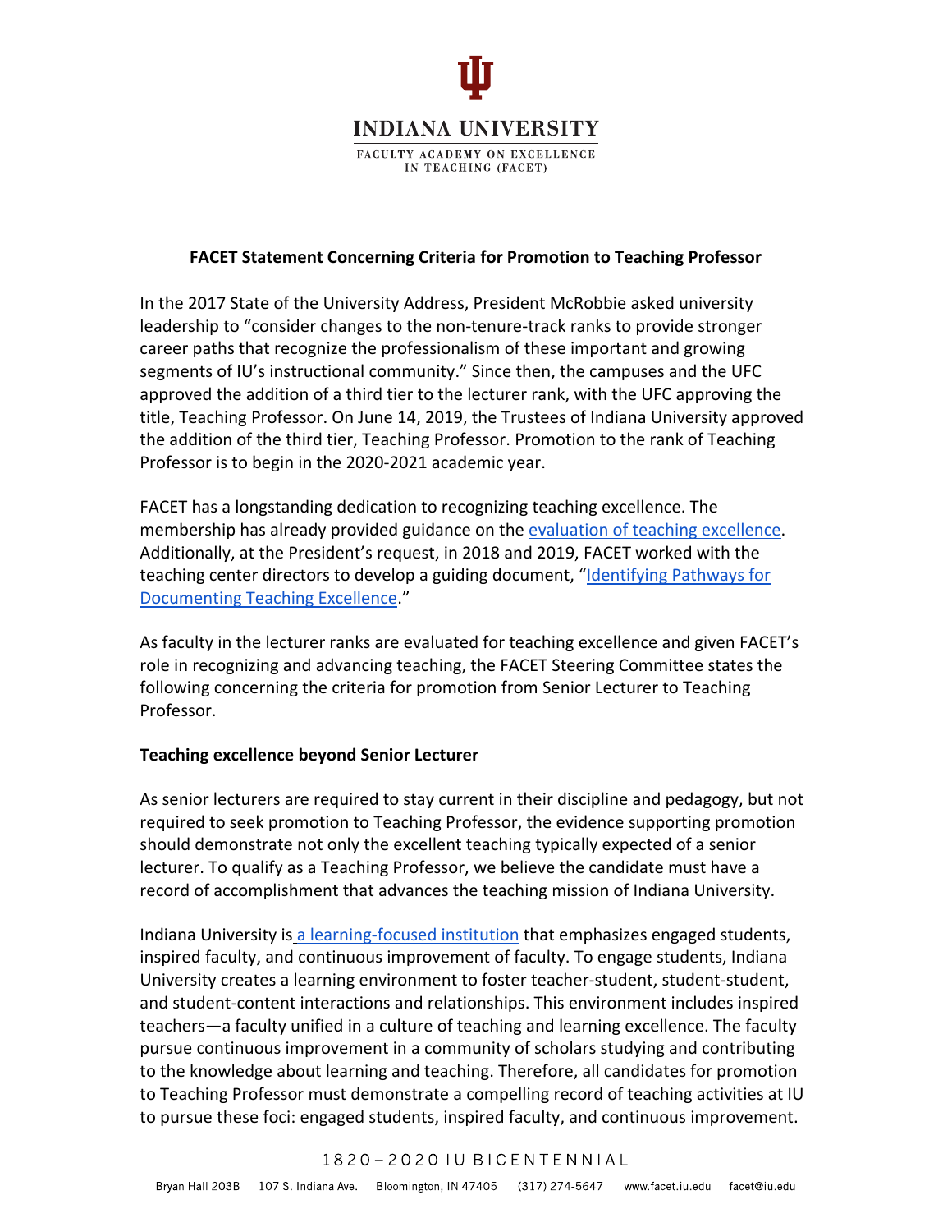**INDIANA UNIVERSITY**

FACULTY ACADEMY ON EXCELLENCE IN TEACHING (FACET)

## FACET Statement Concerning Criteria for Promotion to Teaching Professor

In the 2017 State of the University Address, President McRobbie asked university leadership to "consider changes to the non-tenure-track ranks to provide stronger career paths that recognize the professionalism of these important and growing segments of IU's instructional community." Since then, the campuses and the UFC approved the addition of a third tier to the lecturer rank, with the UFC approving the title, Teaching Professor. On June 14, 2019, the Trustees of Indiana University approved the addition of the third tier, Teaching Professor. Promotion to the rank of Teaching Professor is to begin in the 2020-2021 academic year.

FACET has a longstanding dedication to recognizing teaching excellence. The membership has already provided guidance on the evaluation of teaching excellence. Additionally, at the President's request, in 2018 and 2019, FACET worked with the teaching center directors to develop a guiding document, "Identifying Pathways for Documenting Teaching Excellence."

As faculty in the lecturer ranks are evaluated for teaching excellence and given FACET's role in recognizing and advancing teaching, the FACET Steering Committee states the following concerning the criteria for promotion from Senior Lecturer to Teaching Professor.

### Teaching excellence beyond Senior Lecturer

As senior lecturers are required to stay current in their discipline and pedagogy, but not required to seek promotion to Teaching Professor, the evidence supporting promotion should demonstrate not only the excellent teaching typically expected of a senior lecturer. To qualify as a Teaching Professor, we believe the candidate must have a record of accomplishment that advances the teaching mission of Indiana University.

Indiana University is a learning-focused institution that emphasizes engaged students, inspired faculty, and continuous improvement of faculty. To engage students, Indiana University creates a learning environment to foster teacher-student, student-student, and student-content interactions and relationships. This environment includes inspired teachers—a faculty unified in a culture of teaching and learning excellence. The faculty pursue continuous improvement in a community of scholars studying and contributing to the knowledge about learning and teaching. Therefore, all candidates for promotion to Teaching Professor must demonstrate a compelling record of teaching activities at IU to pursue these foci: engaged students, inspired faculty, and continuous improvement.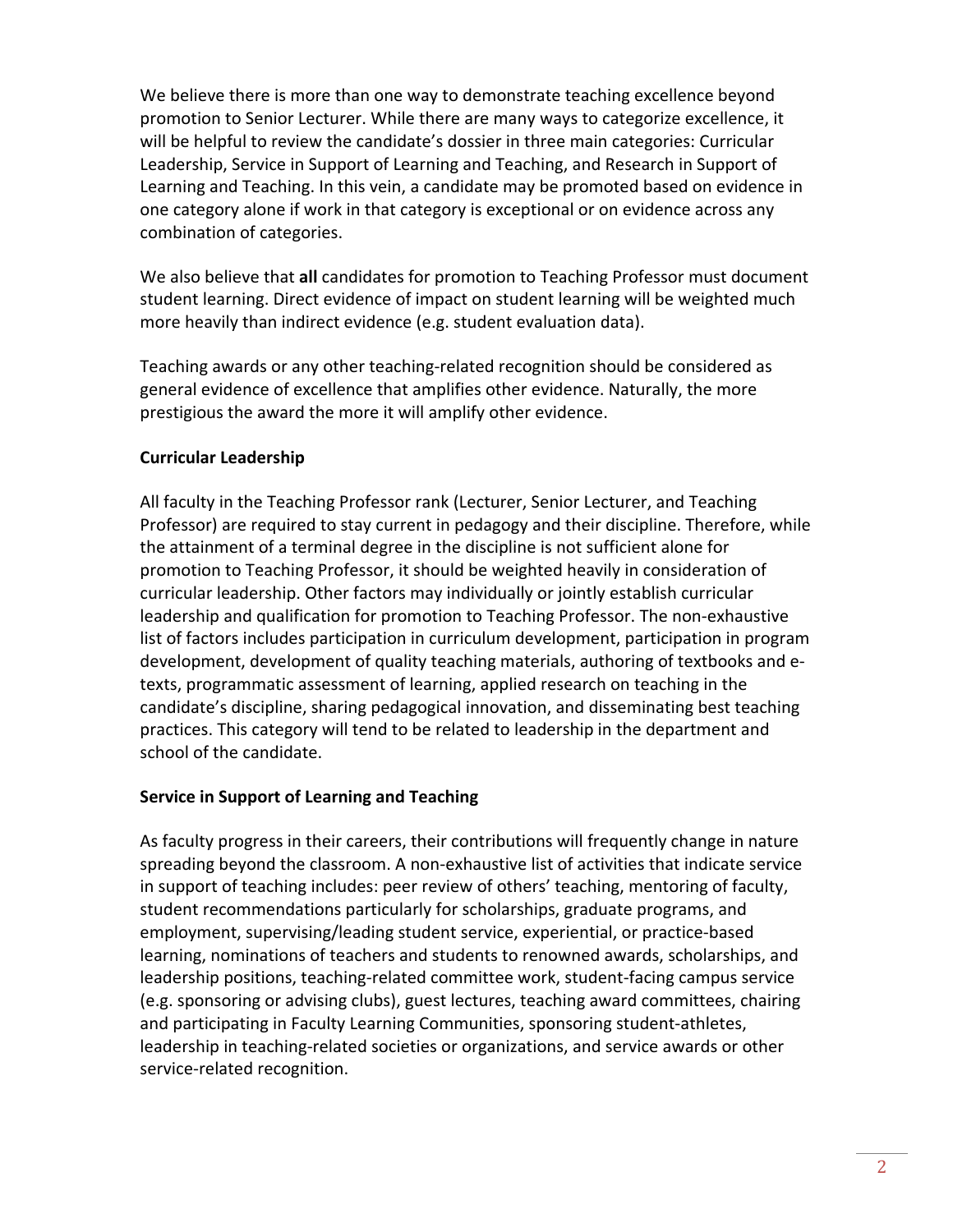We believe there is more than one way to demonstrate teaching excellence beyond promotion to Senior Lecturer. While there are many ways to categorize excellence, it will be helpful to review the candidate's dossier in three main categories: Curricular Leadership, Service in Support of Learning and Teaching, and Research in Support of Learning and Teaching. In this vein, a candidate may be promoted based on evidence in one category alone if work in that category is exceptional or on evidence across any combination of categories.

We also believe that **all** candidates for promotion to Teaching Professor must document student learning. Direct evidence of impact on student learning will be weighted much more heavily than indirect evidence (e.g. student evaluation data).

Teaching awards or any other teaching-related recognition should be considered as general evidence of excellence that amplifies other evidence. Naturally, the more prestigious the award the more it will amplify other evidence.

**Curricular Leadership**

All faculty in the Teaching Professor rank (Lecturer, Senior Lecturer, and Teaching Professor) are required to stay current in pedagogy and their discipline. Therefore, while the attainment of a terminal degree in the discipline is not sufficient alone for promotion to Teaching Professor, it should be weighted heavily in consideration of curricular leadership. Other factors may individually or jointly establish curricular leadership and qualification for promotion to Teaching Professor. The non-exhaustive list of factors includes participation in curriculum development, participation in program development, development of quality teaching materials, authoring of textbooks and e-texts, programmatic assessment of learning, applied research on teaching in the candidate's discipline, sharing pedagogical innovation, and disseminating best teaching practices. This category will tend to be related to leadership in the department and school of the candidate.

**Service in Support of Learning and Teaching**

As faculty progress in their careers, their contributions will frequently change in nature spreading beyond the classroom. A non-exhaustive list of activities that indicate service in support of teaching includes: peer review of others' teaching, mentoring of faculty, student recommendations particularly for scholarships, graduate programs, and employment, supervising/leading student service, experiential, or practice-based learning, nominations of teachers and students to renowned awards, scholarships, and leadership positions, teaching-related committee work, student-facing campus service (e.g. sponsoring or advising clubs), guest lectures, teaching award committees, chairing and participating in Faculty Learning Communities, sponsoring student-athletes, leadership in teaching-related societies or organizations, and service awards or other service-related recognition.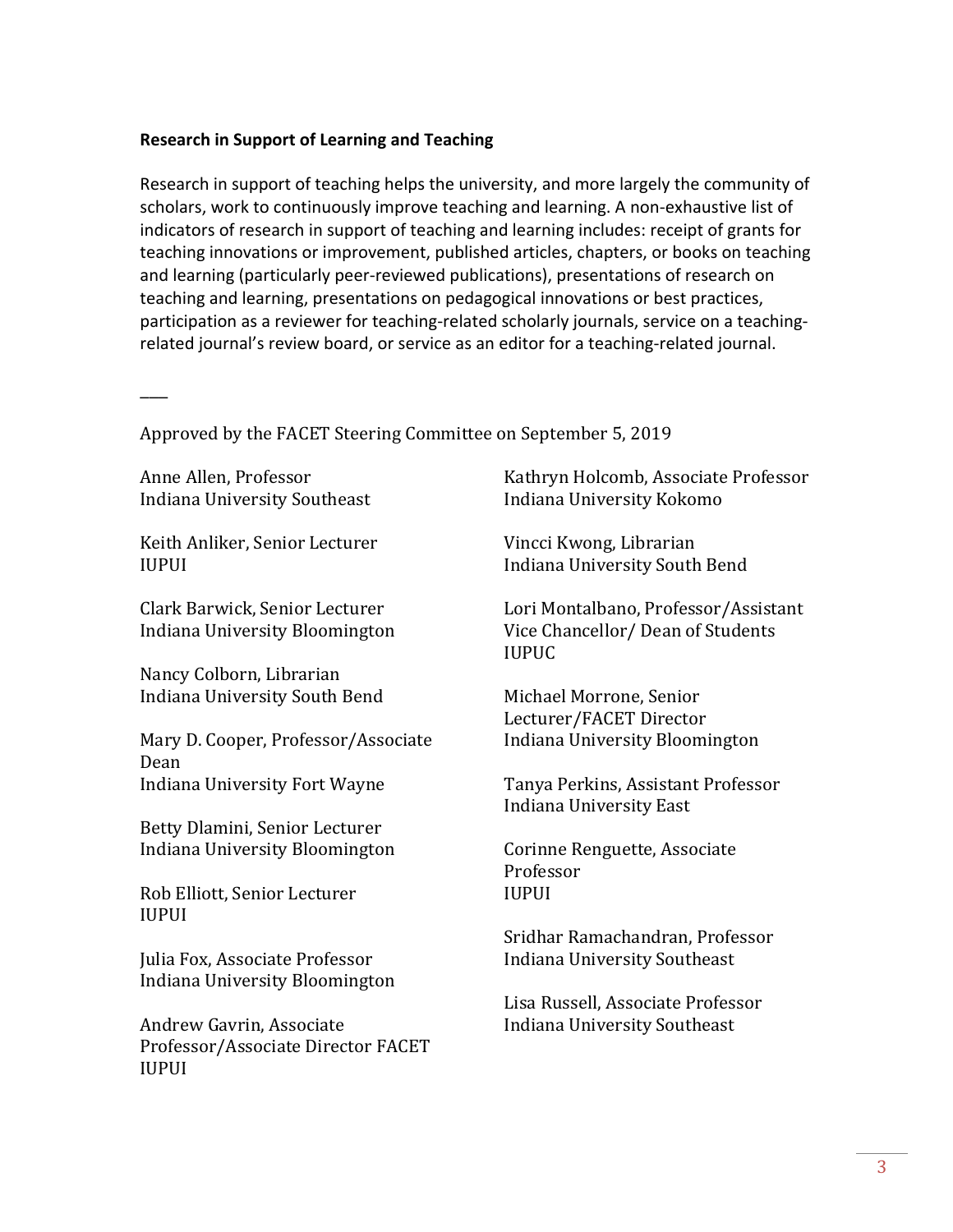**Research in Support of Learning and Teaching**

Research in support of teaching helps the university, and more largely the community of scholars, work to continuously improve teaching and learning. A non-exhaustive list of indicators of research in support of teaching and learning includes: receipt of grants for teaching innovations or improvement, published articles, chapters, or books on teaching and learning (particularly peer-reviewed publications), presentations of research on teaching and learning, presentations on pedagogical innovations or best practices, participation as a reviewer for teaching-related scholarly journals, service on a teaching-related journal's review board, or service as an editor for a teaching-related journal.

___

Approved by the FACET Steering Committee on September 5, 2019

Anne Allen, Professor
Indiana University Southeast

Keith Anliker, Senior Lecturer
IUPUI

Clark Barwick, Senior Lecturer
Indiana University Bloomington

Nancy Colborn, Librarian
Indiana University South Bend

Mary D. Cooper, Professor/Associate Dean
Indiana University Fort Wayne

Betty Dlamini, Senior Lecturer
Indiana University Bloomington

Rob Elliott, Senior Lecturer
IUPUI

Julia Fox, Associate Professor
Indiana University Bloomington

Andrew Gavrin, Associate Professor/Associate Director FACET
IUPUI

Kathryn Holcomb, Associate Professor
Indiana University Kokomo

Vincci Kwong, Librarian
Indiana University South Bend

Lori Montalbano, Professor/Assistant Vice Chancellor/ Dean of Students
IUPUC

Michael Morrone, Senior Lecturer/FACET Director
Indiana University Bloomington

Tanya Perkins, Assistant Professor
Indiana University East

Corinne Renguette, Associate Professor
IUPUI

Sridhar Ramachandran, Professor
Indiana University Southeast

Lisa Russell, Associate Professor
Indiana University Southeast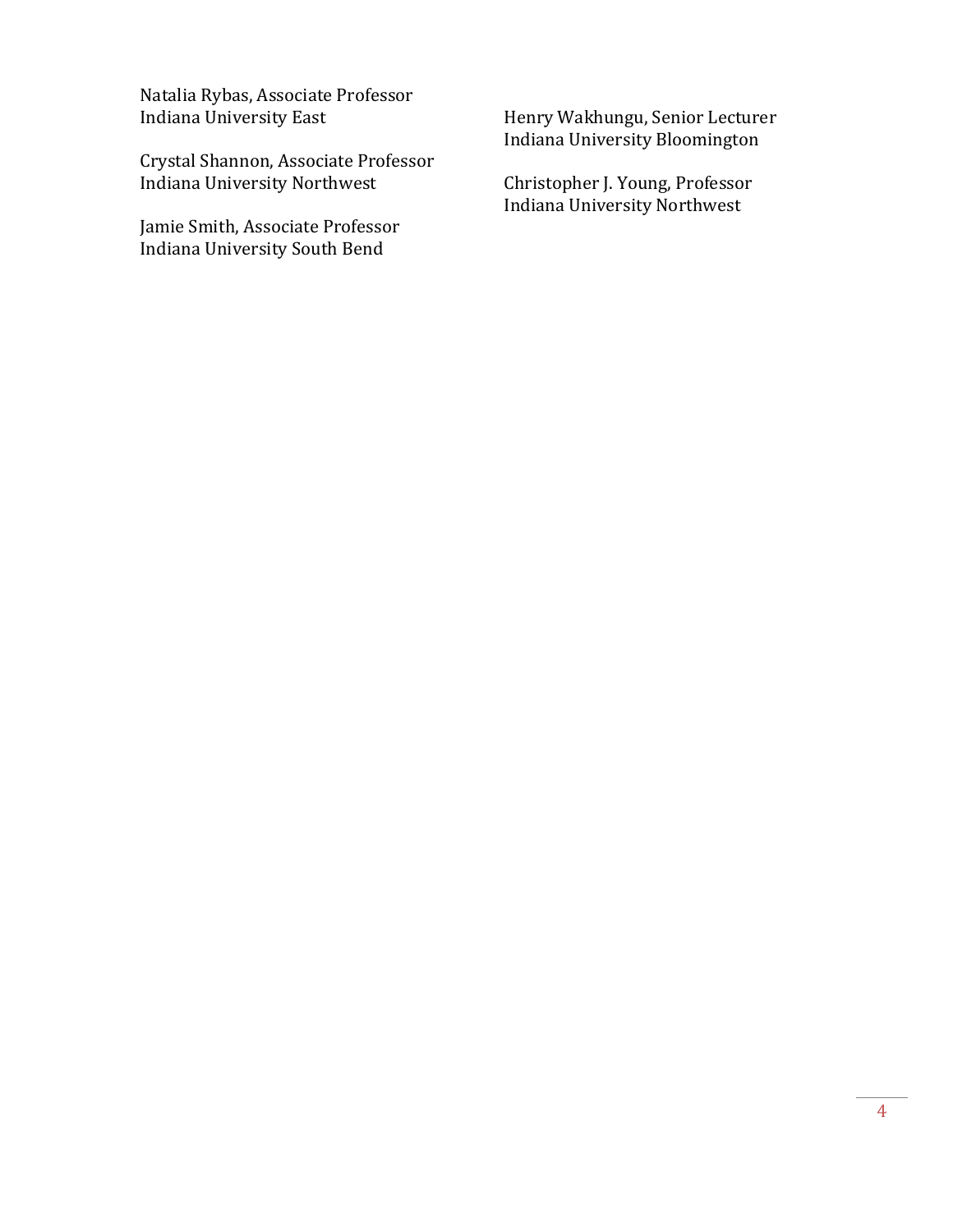Natalia Rybas, Associate Professor
Indiana University East

Crystal Shannon, Associate Professor
Indiana University Northwest

Jamie Smith, Associate Professor
Indiana University South Bend

Henry Wakhungu, Senior Lecturer
Indiana University Bloomington

Christopher J. Young, Professor
Indiana University Northwest